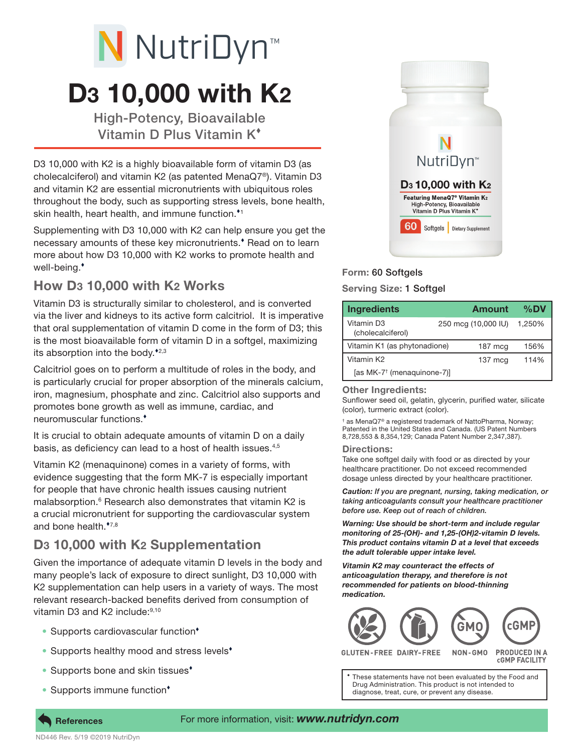# NutriDyn™

# D3 10,000 with K2

## High-Potency, Bioavailable Vitamin D Plus Vitamin K♦

D3 10,000 with K2 is a highly bioavailable form of vitamin D3 (as cholecalciferol) and vitamin K2 (as patented MenaQ7®). Vitamin D3 and vitamin K2 are essential micronutrients with ubiquitous roles throughout the body, such as supporting stress levels, bone health, skin health, heart health, and immune function.♦[1]

Supplementing with D3 10,000 with K2 can help ensure you get the necessary amounts of these key micronutrients.♦ Read on to learn more about how D3 10,000 with K2 works to promote health and well-being.♦

## How D3 10,000 with K2 Works

Vitamin D3 is structurally similar to cholesterol, and is converted via the liver and kidneys to its active form calcitriol. It is imperative that oral supplementation of vitamin D come in the form of D3; this is the most bioavailable form of vitamin D in a softgel, maximizing its absorption into the body.♦[2,3]

Calcitriol goes on to perform a multitude of roles in the body, and is particularly crucial for proper absorption of the minerals calcium, iron, magnesium, phosphate and zinc. Calcitriol also supports and promotes bone growth as well as immune, cardiac, and neuromuscular functions.♦

It is crucial to obtain adequate amounts of vitamin D on a daily basis, as deficiency can lead to a host of health issues.[4,5]

Vitamin K2 (menaquinone) comes in a variety of forms, with evidence suggesting that the form MK-7 is especially important for people that have chronic health issues causing nutrient malabsorption.[6] Research also demonstrates that vitamin K2 is a crucial micronutrient for supporting the cardiovascular system and bone health.♦[7,8]

## D3 10,000 with K2 Supplementation

Given the importance of adequate vitamin D levels in the body and many people's lack of exposure to direct sunlight, D3 10,000 with K2 supplementation can help users in a variety of ways. The most relevant research-backed benefits derived from consumption of vitamin D3 and K2 include:[9,10]

- Supports cardiovascular function♦
- Supports healthy mood and stress levels♦
- Supports bone and skin tissues♦
- Supports immune function♦

**Form:** 60 Softgels

**Serving Size:** 1 Softgel

| Ingredients | Amount | %DV |
|---|---|---|
| Vitamin D3 (cholecalciferol) | 250 mcg (10,000 IU) | 1,250% |
| Vitamin K1 (as phytonadione) | 187 mcg | 156% |
| Vitamin K2 [as MK-7† (menaquinone-7)] | 137 mcg | 114% |

### Other Ingredients:

Sunflower seed oil, gelatin, glycerin, purified water, silicate (color), turmeric extract (color).

† as MenaQ7® a registered trademark of NattoPharma, Norway; Patented in the United States and Canada. (US Patent Numbers 8,728,553 & 8,354,129; Canada Patent Number 2,347,387).

### Directions:

Take one softgel daily with food or as directed by your healthcare practitioner. Do not exceed recommended dosage unless directed by your healthcare practitioner.

***Caution:** If you are pregnant, nursing, taking medication, or taking anticoagulants consult your healthcare practitioner before use. Keep out of reach of children.*

***Warning: Use should be short-term and include regular monitoring of 25-(OH)- and 1,25-(OH)2-vitamin D levels. This product contains vitamin D at a level that exceeds the adult tolerable upper intake level.***

***Vitamin K2 may counteract the effects of anticoagulation therapy, and therefore is not recommended for patients on blood-thinning medication.***

GLUTEN-FREE | DAIRY-FREE | NON-GMO | PRODUCED IN A cGMP FACILITY

♦ These statements have not been evaluated by the Food and Drug Administration. This product is not intended to diagnose, treat, cure, or prevent any disease.

**References** For more information, visit: ***www.nutridyn.com***

ND446 Rev. 5/19 ©2019 NutriDyn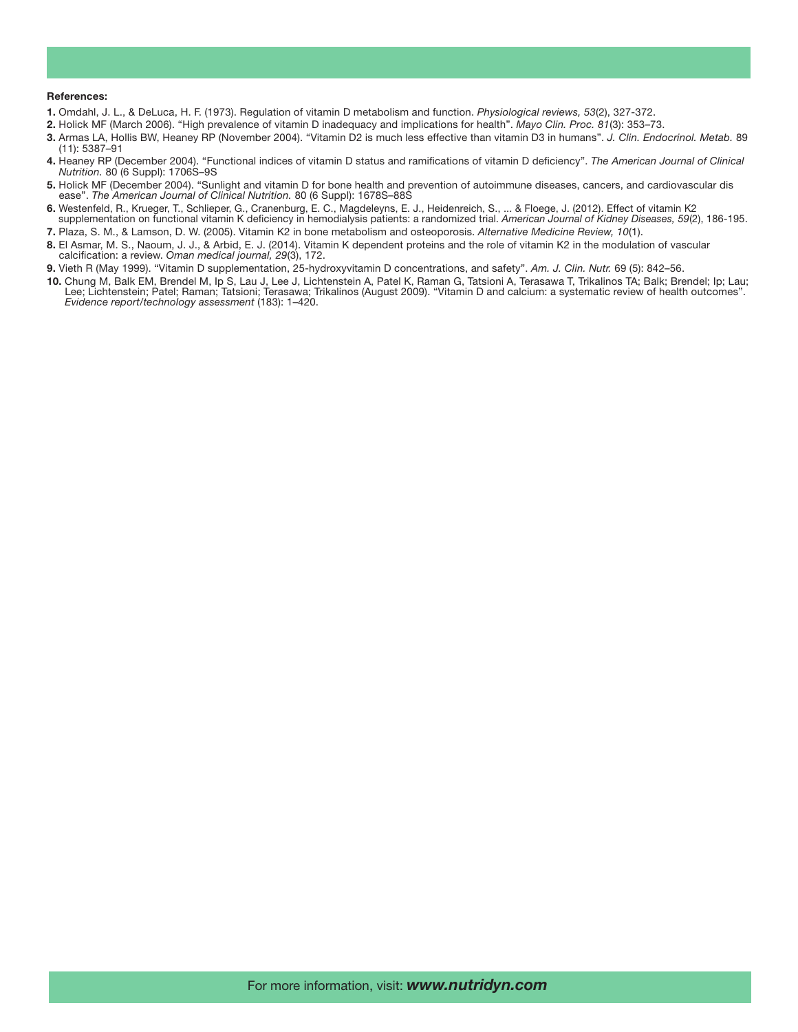**References:**

1. Omdahl, J. L., & DeLuca, H. F. (1973). Regulation of vitamin D metabolism and function. *Physiological reviews, 53*(2), 327-372.
2. Holick MF (March 2006). "High prevalence of vitamin D inadequacy and implications for health". *Mayo Clin. Proc. 81*(3): 353–73.
3. Armas LA, Hollis BW, Heaney RP (November 2004). "Vitamin D2 is much less effective than vitamin D3 in humans". *J. Clin. Endocrinol. Metab.* 89 (11): 5387–91
4. Heaney RP (December 2004). "Functional indices of vitamin D status and ramifications of vitamin D deficiency". *The American Journal of Clinical Nutrition.* 80 (6 Suppl): 1706S–9S
5. Holick MF (December 2004). "Sunlight and vitamin D for bone health and prevention of autoimmune diseases, cancers, and cardiovascular dis ease". *The American Journal of Clinical Nutrition.* 80 (6 Suppl): 1678S–88S
6. Westenfeld, R., Krueger, T., Schlieper, G., Cranenburg, E. C., Magdeleyns, E. J., Heidenreich, S., ... & Floege, J. (2012). Effect of vitamin K2 supplementation on functional vitamin K deficiency in hemodialysis patients: a randomized trial. *American Journal of Kidney Diseases, 59*(2), 186-195.
7. Plaza, S. M., & Lamson, D. W. (2005). Vitamin K2 in bone metabolism and osteoporosis. *Alternative Medicine Review, 10*(1).
8. El Asmar, M. S., Naoum, J. J., & Arbid, E. J. (2014). Vitamin K dependent proteins and the role of vitamin K2 in the modulation of vascular calcification: a review. *Oman medical journal, 29*(3), 172.
9. Vieth R (May 1999). "Vitamin D supplementation, 25-hydroxyvitamin D concentrations, and safety". *Am. J. Clin. Nutr.* 69 (5): 842–56.
10. Chung M, Balk EM, Brendel M, Ip S, Lau J, Lee J, Lichtenstein A, Patel K, Raman G, Tatsioni A, Terasawa T, Trikalinos TA; Balk; Brendel; Ip; Lau; Lee; Lichtenstein; Patel; Raman; Tatsioni; Terasawa; Trikalinos (August 2009). "Vitamin D and calcium: a systematic review of health outcomes". *Evidence report/technology assessment* (183): 1–420.

For more information, visit: ***www.nutridyn.com***